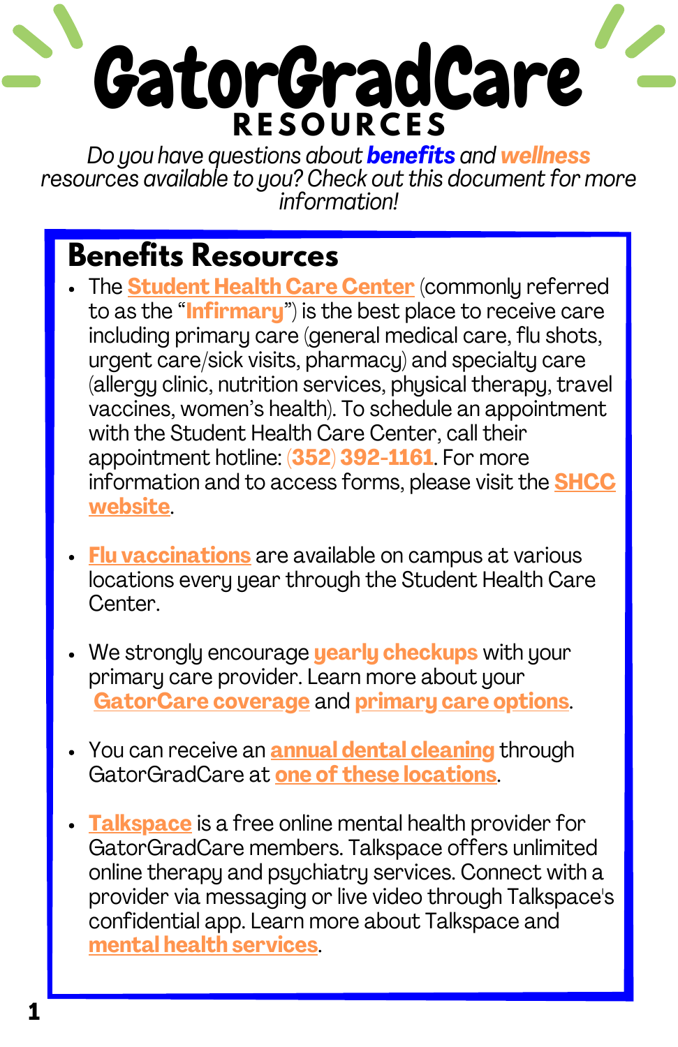# GatorGradCare

## RESOURCES

*Do you have questions about **benefits** and **wellness** resources available to you? Check out this document for more information!*

## Benefits Resources

- The **Student Health Care Center** (commonly referred to as the "**Infirmary**") is the best place to receive care including primary care (general medical care, flu shots, urgent care/sick visits, pharmacy) and specialty care (allergy clinic, nutrition services, physical therapy, travel vaccines, women's health). To schedule an appointment with the Student Health Care Center, call their appointment hotline: **(352) 392-1161**. For more information and to access forms, please visit the **SHCC website**.

- **Flu vaccinations** are available on campus at various locations every year through the Student Health Care Center.

- We strongly encourage **yearly checkups** with your primary care provider. Learn more about your **GatorCare coverage** and **primary care options**.

- You can receive an **annual dental cleaning** through GatorGradCare at **one of these locations**.

- **Talkspace** is a free online mental health provider for GatorGradCare members. Talkspace offers unlimited online therapy and psychiatry services. Connect with a provider via messaging or live video through Talkspace's confidential app. Learn more about Talkspace and **mental health services**.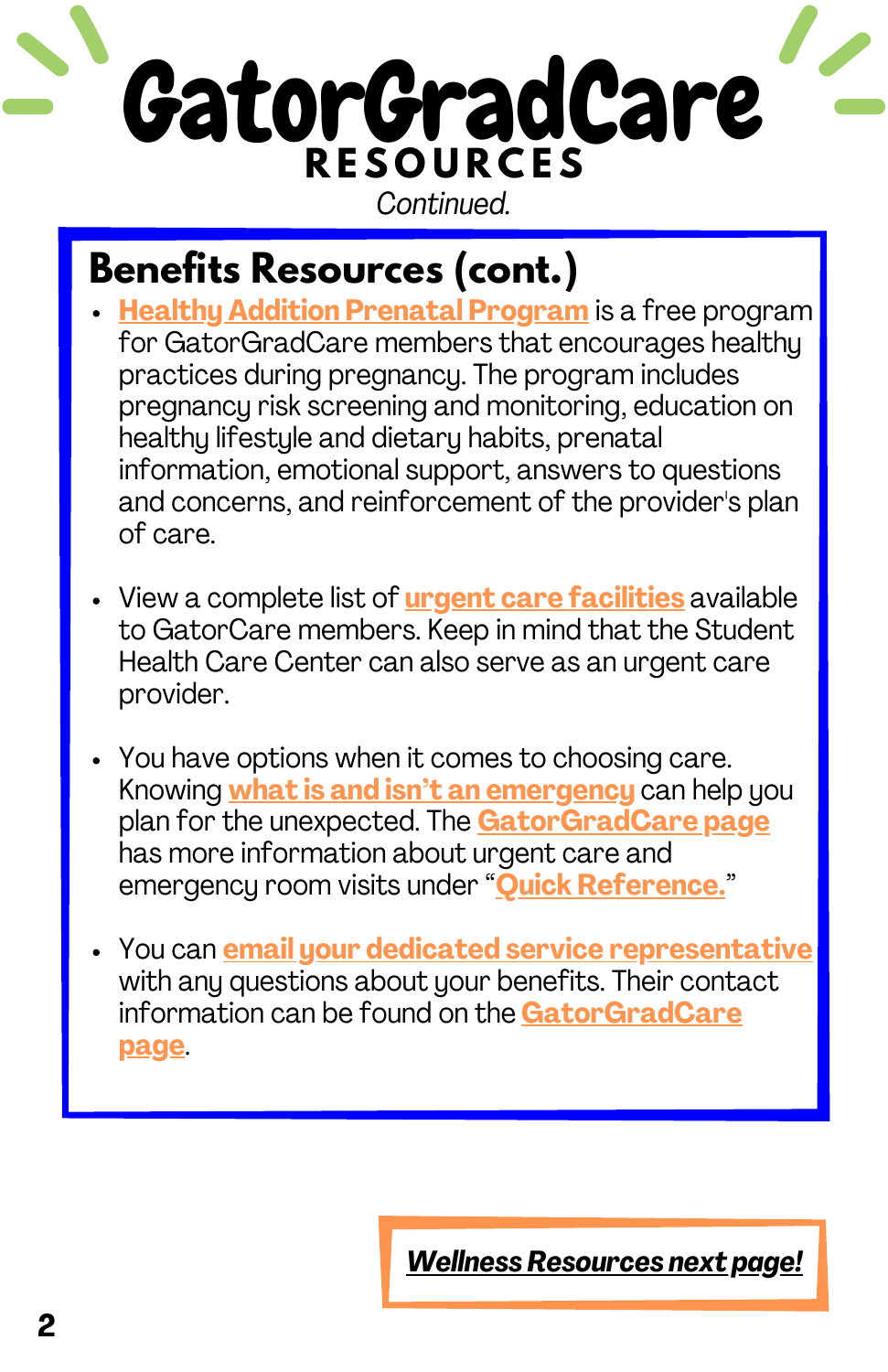# GatorGradCare

**RESOURCES**

*Continued.*

## Benefits Resources (cont.)

- **Healthy Addition Prenatal Program** is a free program for GatorGradCare members that encourages healthy practices during pregnancy. The program includes pregnancy risk screening and monitoring, education on healthy lifestyle and dietary habits, prenatal information, emotional support, answers to questions and concerns, and reinforcement of the provider's plan of care.

- View a complete list of **urgent care facilities** available to GatorCare members. Keep in mind that the Student Health Care Center can also serve as an urgent care provider.

- You have options when it comes to choosing care. Knowing **what is and isn't an emergency** can help you plan for the unexpected. The **GatorGradCare page** has more information about urgent care and emergency room visits under "**Quick Reference.**"

- You can **email your dedicated service representative** with any questions about your benefits. Their contact information can be found on the **GatorGradCare page**.

***Wellness Resources next page!***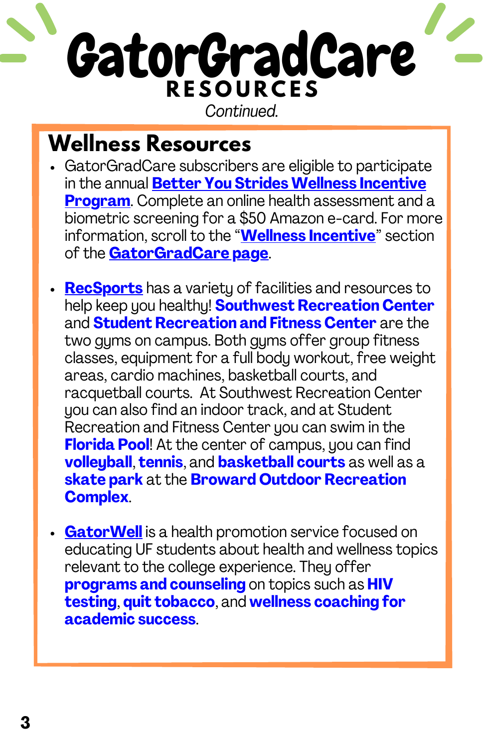# GatorGradCare

**RESOURCES**

*Continued.*

## Wellness Resources

- GatorGradCare subscribers are eligible to participate in the annual **Better You Strides Wellness Incentive Program**. Complete an online health assessment and a biometric screening for a $50 Amazon e-card. For more information, scroll to the "**Wellness Incentive**" section of the **GatorGradCare page**.

- **RecSports** has a variety of facilities and resources to help keep you healthy! **Southwest Recreation Center** and **Student Recreation and Fitness Center** are the two gyms on campus. Both gyms offer group fitness classes, equipment for a full body workout, free weight areas, cardio machines, basketball courts, and racquetball courts. At Southwest Recreation Center you can also find an indoor track, and at Student Recreation and Fitness Center you can swim in the **Florida Pool**! At the center of campus, you can find **volleyball**, **tennis**, and **basketball courts** as well as a **skate park** at the **Broward Outdoor Recreation Complex**.

- **GatorWell** is a health promotion service focused on educating UF students about health and wellness topics relevant to the college experience. They offer **programs and counseling** on topics such as **HIV testing**, **quit tobacco**, and **wellness coaching for academic success**.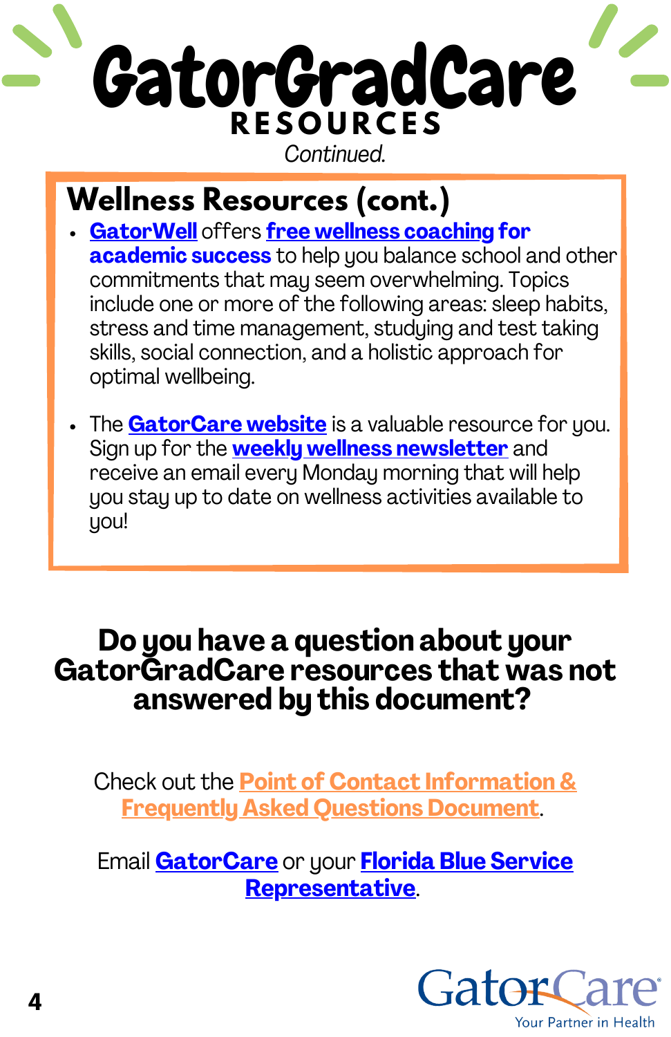# GatorGradCare

## RESOURCES

*Continued.*

## Wellness Resources (cont.)

- **GatorWell** offers **free wellness coaching for academic success** to help you balance school and other commitments that may seem overwhelming. Topics include one or more of the following areas: sleep habits, stress and time management, studying and test taking skills, social connection, and a holistic approach for optimal wellbeing.
- The **GatorCare website** is a valuable resource for you. Sign up for the **weekly wellness newsletter** and receive an email every Monday morning that will help you stay up to date on wellness activities available to you!

## Do you have a question about your GatorGradCare resources that was not answered by this document?

Check out the **Point of Contact Information & Frequently Asked Questions Document**.

Email **GatorCare** or your **Florida Blue Service Representative**.

GatorCare
Your Partner in Health